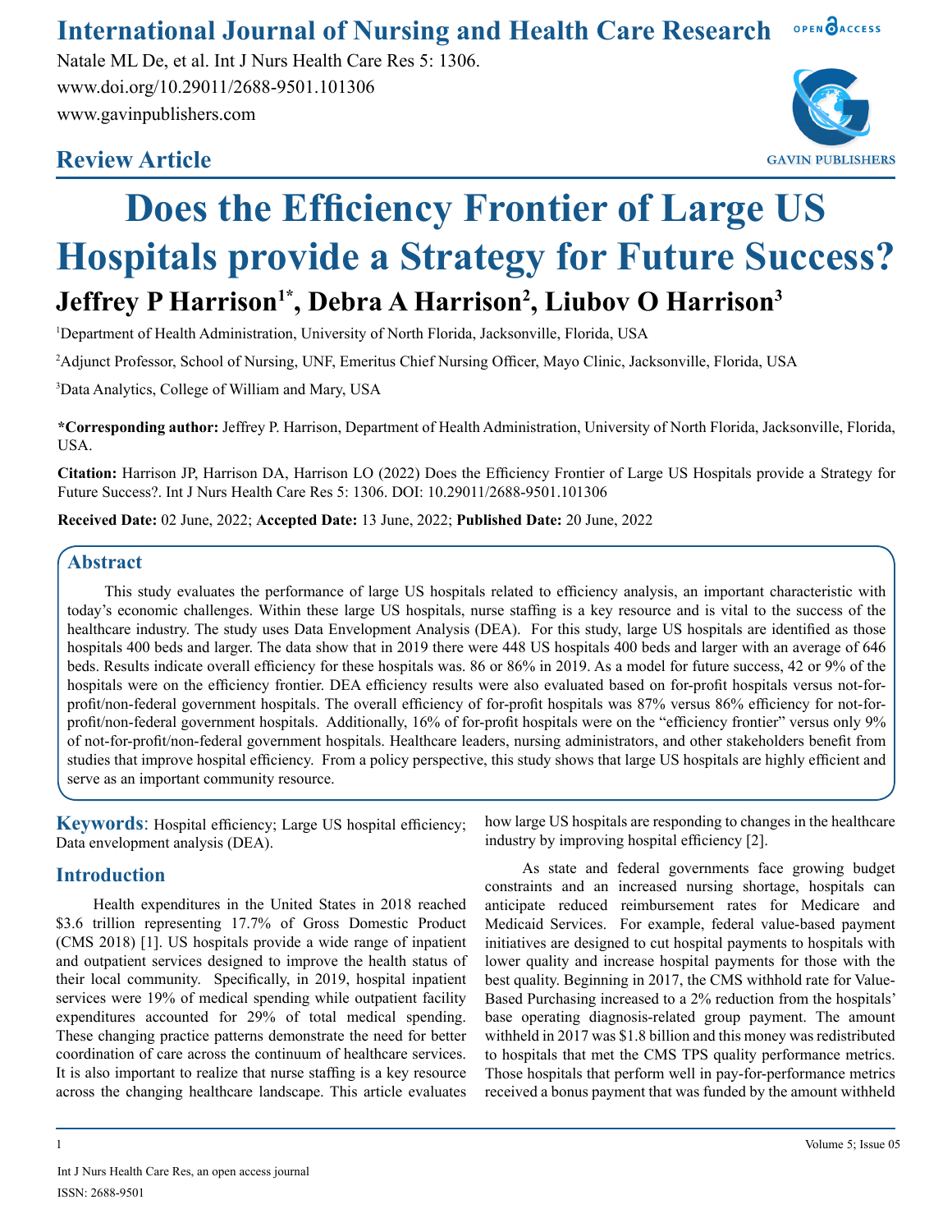# Does the Efficiency Frontier of Large US Hospitals provide a Strategy for Future Success?

**Jeffrey P Harrison[1*], Debra A Harrison[2], Liubov O Harrison[3]**

[1]Department of Health Administration, University of North Florida, Jacksonville, Florida, USA

[2]Adjunct Professor, School of Nursing, UNF, Emeritus Chief Nursing Officer, Mayo Clinic, Jacksonville, Florida, USA

[3]Data Analytics, College of William and Mary, USA

**\*Corresponding author:** Jeffrey P. Harrison, Department of Health Administration, University of North Florida, Jacksonville, Florida, USA.

**Citation:** Harrison JP, Harrison DA, Harrison LO (2022) Does the Efficiency Frontier of Large US Hospitals provide a Strategy for Future Success?. Int J Nurs Health Care Res 5: 1306. DOI: 10.29011/2688-9501.101306

**Received Date:** 02 June, 2022; **Accepted Date:** 13 June, 2022; **Published Date:** 20 June, 2022

## Abstract

This study evaluates the performance of large US hospitals related to efficiency analysis, an important characteristic with today's economic challenges. Within these large US hospitals, nurse staffing is a key resource and is vital to the success of the healthcare industry. The study uses Data Envelopment Analysis (DEA). For this study, large US hospitals are identified as those hospitals 400 beds and larger. The data show that in 2019 there were 448 US hospitals 400 beds and larger with an average of 646 beds. Results indicate overall efficiency for these hospitals was. 86 or 86% in 2019. As a model for future success, 42 or 9% of the hospitals were on the efficiency frontier. DEA efficiency results were also evaluated based on for-profit hospitals versus not-for-profit/non-federal government hospitals. The overall efficiency of for-profit hospitals was 87% versus 86% efficiency for not-for-profit/non-federal government hospitals. Additionally, 16% of for-profit hospitals were on the "efficiency frontier" versus only 9% of not-for-profit/non-federal government hospitals. Healthcare leaders, nursing administrators, and other stakeholders benefit from studies that improve hospital efficiency. From a policy perspective, this study shows that large US hospitals are highly efficient and serve as an important community resource.

**Keywords**: Hospital efficiency; Large US hospital efficiency; Data envelopment analysis (DEA).

## Introduction

Health expenditures in the United States in 2018 reached $3.6 trillion representing 17.7% of Gross Domestic Product (CMS 2018) [1]. US hospitals provide a wide range of inpatient and outpatient services designed to improve the health status of their local community. Specifically, in 2019, hospital inpatient services were 19% of medical spending while outpatient facility expenditures accounted for 29% of total medical spending. These changing practice patterns demonstrate the need for better coordination of care across the continuum of healthcare services. It is also important to realize that nurse staffing is a key resource across the changing healthcare landscape. This article evaluates how large US hospitals are responding to changes in the healthcare industry by improving hospital efficiency [2].

As state and federal governments face growing budget constraints and an increased nursing shortage, hospitals can anticipate reduced reimbursement rates for Medicare and Medicaid Services. For example, federal value-based payment initiatives are designed to cut hospital payments to hospitals with lower quality and increase hospital payments for those with the best quality. Beginning in 2017, the CMS withhold rate for Value-Based Purchasing increased to a 2% reduction from the hospitals' base operating diagnosis-related group payment. The amount withheld in 2017 was $1.8 billion and this money was redistributed to hospitals that met the CMS TPS quality performance metrics. Those hospitals that perform well in pay-for-performance metrics received a bonus payment that was funded by the amount withheld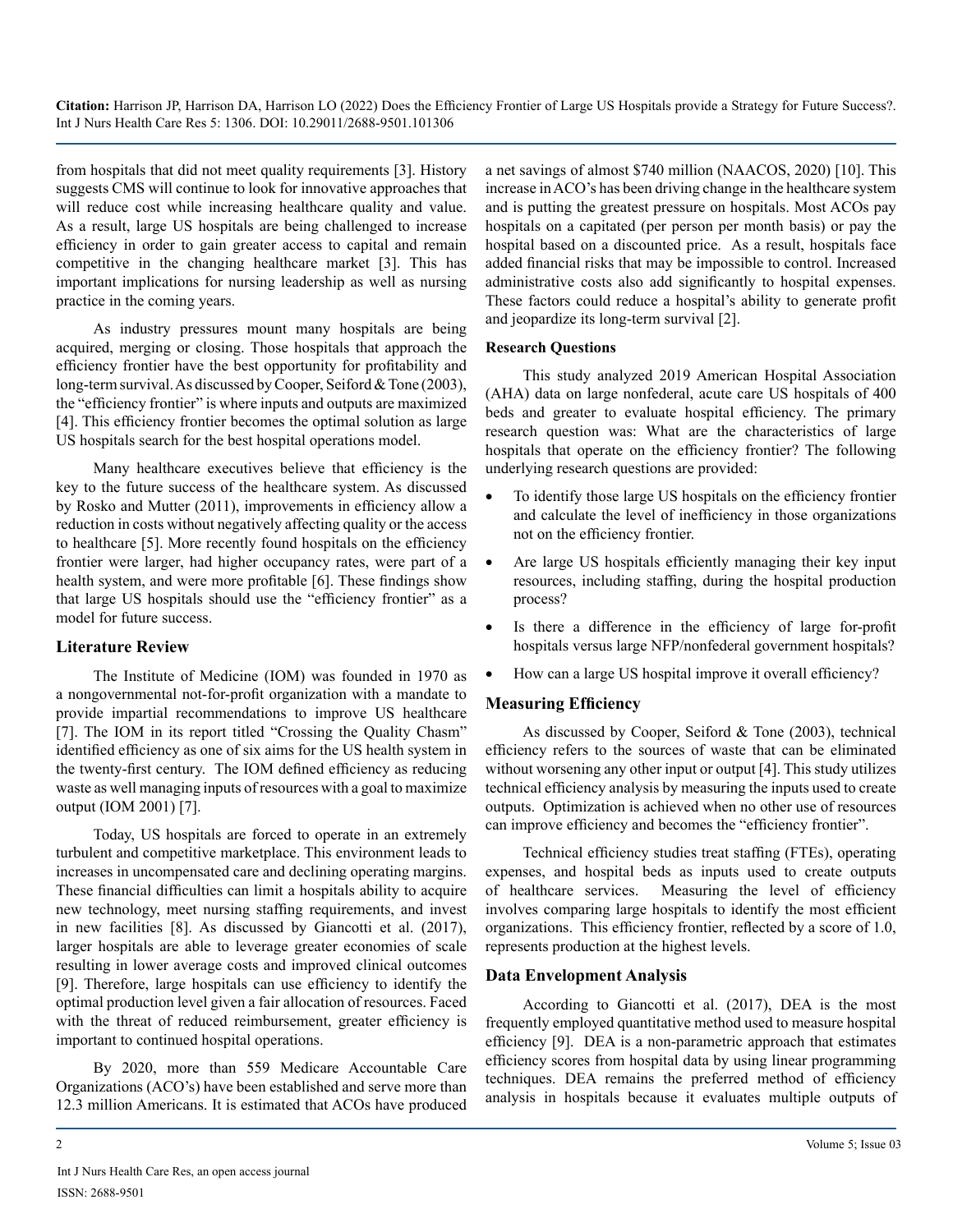from hospitals that did not meet quality requirements [3]. History suggests CMS will continue to look for innovative approaches that will reduce cost while increasing healthcare quality and value. As a result, large US hospitals are being challenged to increase efficiency in order to gain greater access to capital and remain competitive in the changing healthcare market [3]. This has important implications for nursing leadership as well as nursing practice in the coming years.

As industry pressures mount many hospitals are being acquired, merging or closing. Those hospitals that approach the efficiency frontier have the best opportunity for profitability and long-term survival. As discussed by Cooper, Seiford & Tone (2003), the "efficiency frontier" is where inputs and outputs are maximized [4]. This efficiency frontier becomes the optimal solution as large US hospitals search for the best hospital operations model.

Many healthcare executives believe that efficiency is the key to the future success of the healthcare system. As discussed by Rosko and Mutter (2011), improvements in efficiency allow a reduction in costs without negatively affecting quality or the access to healthcare [5]. More recently found hospitals on the efficiency frontier were larger, had higher occupancy rates, were part of a health system, and were more profitable [6]. These findings show that large US hospitals should use the "efficiency frontier" as a model for future success.

## Literature Review

The Institute of Medicine (IOM) was founded in 1970 as a nongovernmental not-for-profit organization with a mandate to provide impartial recommendations to improve US healthcare [7]. The IOM in its report titled "Crossing the Quality Chasm" identified efficiency as one of six aims for the US health system in the twenty-first century. The IOM defined efficiency as reducing waste as well managing inputs of resources with a goal to maximize output (IOM 2001) [7].

Today, US hospitals are forced to operate in an extremely turbulent and competitive marketplace. This environment leads to increases in uncompensated care and declining operating margins. These financial difficulties can limit a hospitals ability to acquire new technology, meet nursing staffing requirements, and invest in new facilities [8]. As discussed by Giancotti et al. (2017), larger hospitals are able to leverage greater economies of scale resulting in lower average costs and improved clinical outcomes [9]. Therefore, large hospitals can use efficiency to identify the optimal production level given a fair allocation of resources. Faced with the threat of reduced reimbursement, greater efficiency is important to continued hospital operations.

By 2020, more than 559 Medicare Accountable Care Organizations (ACO's) have been established and serve more than 12.3 million Americans. It is estimated that ACOs have produced a net savings of almost $740 million (NAACOS, 2020) [10]. This increase in ACO's has been driving change in the healthcare system and is putting the greatest pressure on hospitals. Most ACOs pay hospitals on a capitated (per person per month basis) or pay the hospital based on a discounted price. As a result, hospitals face added financial risks that may be impossible to control. Increased administrative costs also add significantly to hospital expenses. These factors could reduce a hospital's ability to generate profit and jeopardize its long-term survival [2].

### Research Questions

This study analyzed 2019 American Hospital Association (AHA) data on large nonfederal, acute care US hospitals of 400 beds and greater to evaluate hospital efficiency. The primary research question was: What are the characteristics of large hospitals that operate on the efficiency frontier? The following underlying research questions are provided:

- To identify those large US hospitals on the efficiency frontier and calculate the level of inefficiency in those organizations not on the efficiency frontier.
- Are large US hospitals efficiently managing their key input resources, including staffing, during the hospital production process?
- Is there a difference in the efficiency of large for-profit hospitals versus large NFP/nonfederal government hospitals?
- How can a large US hospital improve it overall efficiency?

## Measuring Efficiency

As discussed by Cooper, Seiford & Tone (2003), technical efficiency refers to the sources of waste that can be eliminated without worsening any other input or output [4]. This study utilizes technical efficiency analysis by measuring the inputs used to create outputs. Optimization is achieved when no other use of resources can improve efficiency and becomes the "efficiency frontier".

Technical efficiency studies treat staffing (FTEs), operating expenses, and hospital beds as inputs used to create outputs of healthcare services. Measuring the level of efficiency involves comparing large hospitals to identify the most efficient organizations. This efficiency frontier, reflected by a score of 1.0, represents production at the highest levels.

## Data Envelopment Analysis

According to Giancotti et al. (2017), DEA is the most frequently employed quantitative method used to measure hospital efficiency [9]. DEA is a non-parametric approach that estimates efficiency scores from hospital data by using linear programming techniques. DEA remains the preferred method of efficiency analysis in hospitals because it evaluates multiple outputs of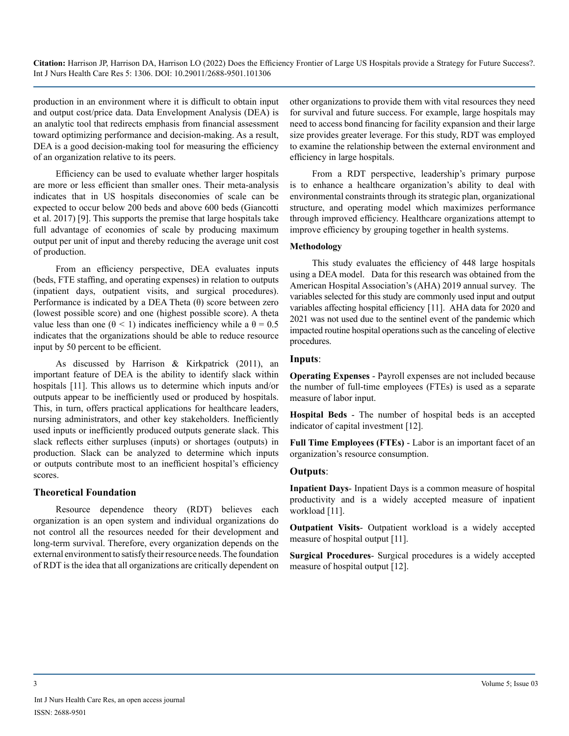production in an environment where it is difficult to obtain input and output cost/price data. Data Envelopment Analysis (DEA) is an analytic tool that redirects emphasis from financial assessment toward optimizing performance and decision-making. As a result, DEA is a good decision-making tool for measuring the efficiency of an organization relative to its peers.

Efficiency can be used to evaluate whether larger hospitals are more or less efficient than smaller ones. Their meta-analysis indicates that in US hospitals diseconomies of scale can be expected to occur below 200 beds and above 600 beds (Giancotti et al. 2017) [9]. This supports the premise that large hospitals take full advantage of economies of scale by producing maximum output per unit of input and thereby reducing the average unit cost of production.

From an efficiency perspective, DEA evaluates inputs (beds, FTE staffing, and operating expenses) in relation to outputs (inpatient days, outpatient visits, and surgical procedures). Performance is indicated by a DEA Theta (θ) score between zero (lowest possible score) and one (highest possible score). A theta value less than one ($\theta < 1$) indicates inefficiency while a $\theta = 0.5$ indicates that the organizations should be able to reduce resource input by 50 percent to be efficient.

As discussed by Harrison & Kirkpatrick (2011), an important feature of DEA is the ability to identify slack within hospitals [11]. This allows us to determine which inputs and/or outputs appear to be inefficiently used or produced by hospitals. This, in turn, offers practical applications for healthcare leaders, nursing administrators, and other key stakeholders. Inefficiently used inputs or inefficiently produced outputs generate slack. This slack reflects either surpluses (inputs) or shortages (outputs) in production. Slack can be analyzed to determine which inputs or outputs contribute most to an inefficient hospital's efficiency scores.

## Theoretical Foundation

Resource dependence theory (RDT) believes each organization is an open system and individual organizations do not control all the resources needed for their development and long-term survival. Therefore, every organization depends on the external environment to satisfy their resource needs. The foundation of RDT is the idea that all organizations are critically dependent on other organizations to provide them with vital resources they need for survival and future success. For example, large hospitals may need to access bond financing for facility expansion and their large size provides greater leverage. For this study, RDT was employed to examine the relationship between the external environment and efficiency in large hospitals.

From a RDT perspective, leadership's primary purpose is to enhance a healthcare organization's ability to deal with environmental constraints through its strategic plan, organizational structure, and operating model which maximizes performance through improved efficiency. Healthcare organizations attempt to improve efficiency by grouping together in health systems.

### Methodology

This study evaluates the efficiency of 448 large hospitals using a DEA model. Data for this research was obtained from the American Hospital Association's (AHA) 2019 annual survey. The variables selected for this study are commonly used input and output variables affecting hospital efficiency [11]. AHA data for 2020 and 2021 was not used due to the sentinel event of the pandemic which impacted routine hospital operations such as the canceling of elective procedures.

## Inputs:

**Operating Expenses** - Payroll expenses are not included because the number of full-time employees (FTEs) is used as a separate measure of labor input.

**Hospital Beds** - The number of hospital beds is an accepted indicator of capital investment [12].

**Full Time Employees (FTEs)** - Labor is an important facet of an organization's resource consumption.

## Outputs:

**Inpatient Days**- Inpatient Days is a common measure of hospital productivity and is a widely accepted measure of inpatient workload [11].

**Outpatient Visits**- Outpatient workload is a widely accepted measure of hospital output [11].

**Surgical Procedures**- Surgical procedures is a widely accepted measure of hospital output [12].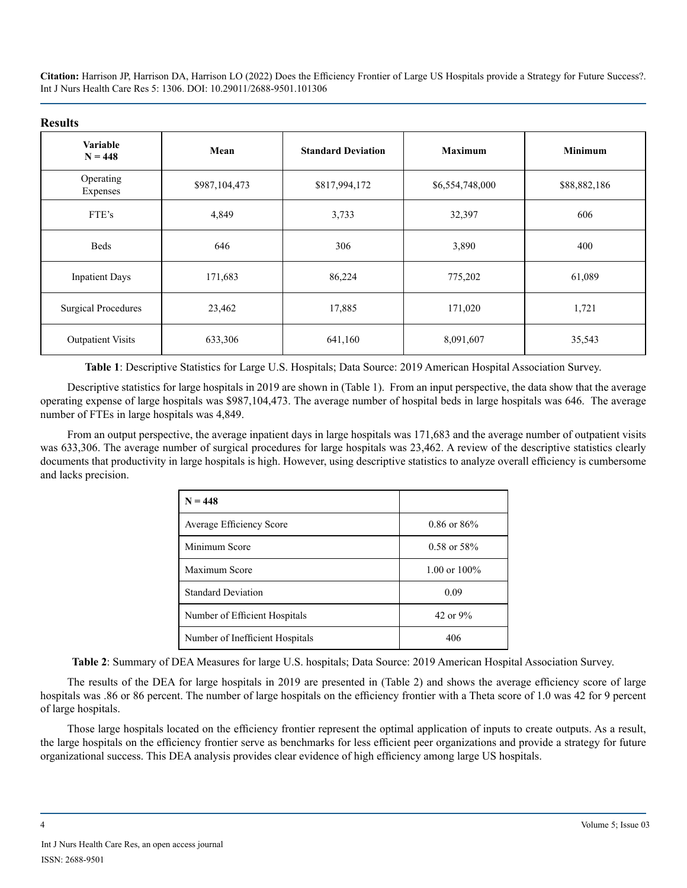## Results

| Variable N = 448 | Mean | Standard Deviation | Maximum | Minimum |
|---|---|---|---|---|
| Operating Expenses | $987,104,473 | $817,994,172 | $6,554,748,000 | $88,882,186 |
| FTE's | 4,849 | 3,733 | 32,397 | 606 |
| Beds | 646 | 306 | 3,890 | 400 |
| Inpatient Days | 171,683 | 86,224 | 775,202 | 61,089 |
| Surgical Procedures | 23,462 | 17,885 | 171,020 | 1,721 |
| Outpatient Visits | 633,306 | 641,160 | 8,091,607 | 35,543 |

**Table 1**: Descriptive Statistics for Large U.S. Hospitals; Data Source: 2019 American Hospital Association Survey.

Descriptive statistics for large hospitals in 2019 are shown in (Table 1). From an input perspective, the data show that the average operating expense of large hospitals was $987,104,473. The average number of hospital beds in large hospitals was 646. The average number of FTEs in large hospitals was 4,849.

From an output perspective, the average inpatient days in large hospitals was 171,683 and the average number of outpatient visits was 633,306. The average number of surgical procedures for large hospitals was 23,462. A review of the descriptive statistics clearly documents that productivity in large hospitals is high. However, using descriptive statistics to analyze overall efficiency is cumbersome and lacks precision.

| **N = 448** | |
|---|---|
| Average Efficiency Score | 0.86 or 86% |
| Minimum Score | 0.58 or 58% |
| Maximum Score | 1.00 or 100% |
| Standard Deviation | 0.09 |
| Number of Efficient Hospitals | 42 or 9% |
| Number of Inefficient Hospitals | 406 |

**Table 2**: Summary of DEA Measures for large U.S. hospitals; Data Source: 2019 American Hospital Association Survey.

The results of the DEA for large hospitals in 2019 are presented in (Table 2) and shows the average efficiency score of large hospitals was .86 or 86 percent. The number of large hospitals on the efficiency frontier with a Theta score of 1.0 was 42 for 9 percent of large hospitals.

Those large hospitals located on the efficiency frontier represent the optimal application of inputs to create outputs. As a result, the large hospitals on the efficiency frontier serve as benchmarks for less efficient peer organizations and provide a strategy for future organizational success. This DEA analysis provides clear evidence of high efficiency among large US hospitals.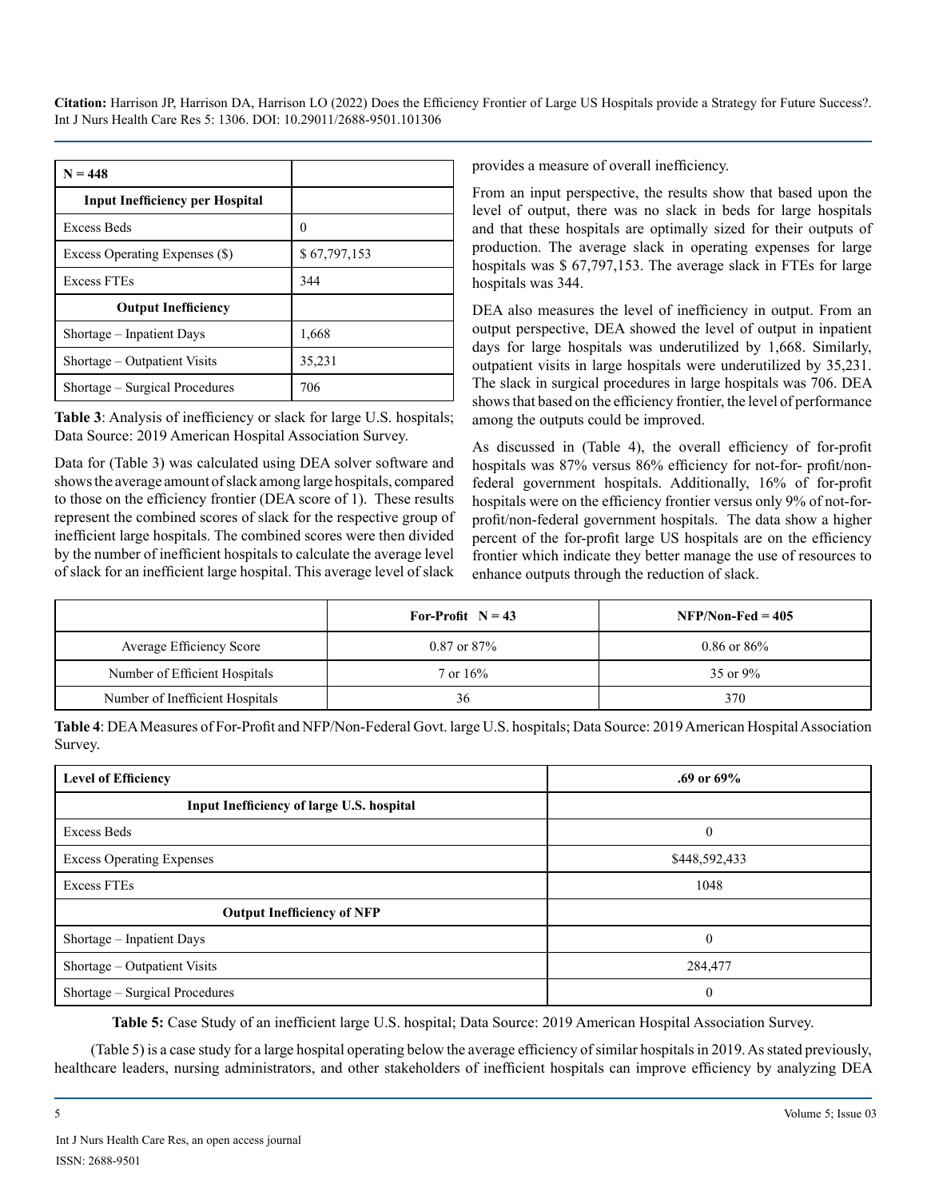| N = 448 | |
|---|---|
| **Input Inefficiency per Hospital** | |
| Excess Beds | 0 |
| Excess Operating Expenses ($) | $ 67,797,153 |
| Excess FTEs | 344 |
| **Output Inefficiency** | |
| Shortage – Inpatient Days | 1,668 |
| Shortage – Outpatient Visits | 35,231 |
| Shortage – Surgical Procedures | 706 |

**Table 3**: Analysis of inefficiency or slack for large U.S. hospitals; Data Source: 2019 American Hospital Association Survey.

Data for (Table 3) was calculated using DEA solver software and shows the average amount of slack among large hospitals, compared to those on the efficiency frontier (DEA score of 1). These results represent the combined scores of slack for the respective group of inefficient large hospitals. The combined scores were then divided by the number of inefficient hospitals to calculate the average level of slack for an inefficient large hospital. This average level of slack provides a measure of overall inefficiency.

From an input perspective, the results show that based upon the level of output, there was no slack in beds for large hospitals and that these hospitals are optimally sized for their outputs of production. The average slack in operating expenses for large hospitals was $ 67,797,153. The average slack in FTEs for large hospitals was 344.

DEA also measures the level of inefficiency in output. From an output perspective, DEA showed the level of output in inpatient days for large hospitals was underutilized by 1,668. Similarly, outpatient visits in large hospitals were underutilized by 35,231. The slack in surgical procedures in large hospitals was 706. DEA shows that based on the efficiency frontier, the level of performance among the outputs could be improved.

As discussed in (Table 4), the overall efficiency of for-profit hospitals was 87% versus 86% efficiency for not-for- profit/non-federal government hospitals. Additionally, 16% of for-profit hospitals were on the efficiency frontier versus only 9% of not-for-profit/non-federal government hospitals. The data show a higher percent of the for-profit large US hospitals are on the efficiency frontier which indicate they better manage the use of resources to enhance outputs through the reduction of slack.

| | **For-Profit N = 43** | **NFP/Non-Fed = 405** |
|---|---|---|
| Average Efficiency Score | 0.87 or 87% | 0.86 or 86% |
| Number of Efficient Hospitals | 7 or 16% | 35 or 9% |
| Number of Inefficient Hospitals | 36 | 370 |

**Table 4**: DEA Measures of For-Profit and NFP/Non-Federal Govt. large U.S. hospitals; Data Source: 2019 American Hospital Association Survey.

| **Level of Efficiency** | **.69 or 69%** |
|---|---|
| **Input Inefficiency of large U.S. hospital** | |
| Excess Beds | 0 |
| Excess Operating Expenses | $448,592,433 |
| Excess FTEs | 1048 |
| **Output Inefficiency of NFP** | |
| Shortage – Inpatient Days | 0 |
| Shortage – Outpatient Visits | 284,477 |
| Shortage – Surgical Procedures | 0 |

**Table 5:** Case Study of an inefficient large U.S. hospital; Data Source: 2019 American Hospital Association Survey.

(Table 5) is a case study for a large hospital operating below the average efficiency of similar hospitals in 2019. As stated previously, healthcare leaders, nursing administrators, and other stakeholders of inefficient hospitals can improve efficiency by analyzing DEA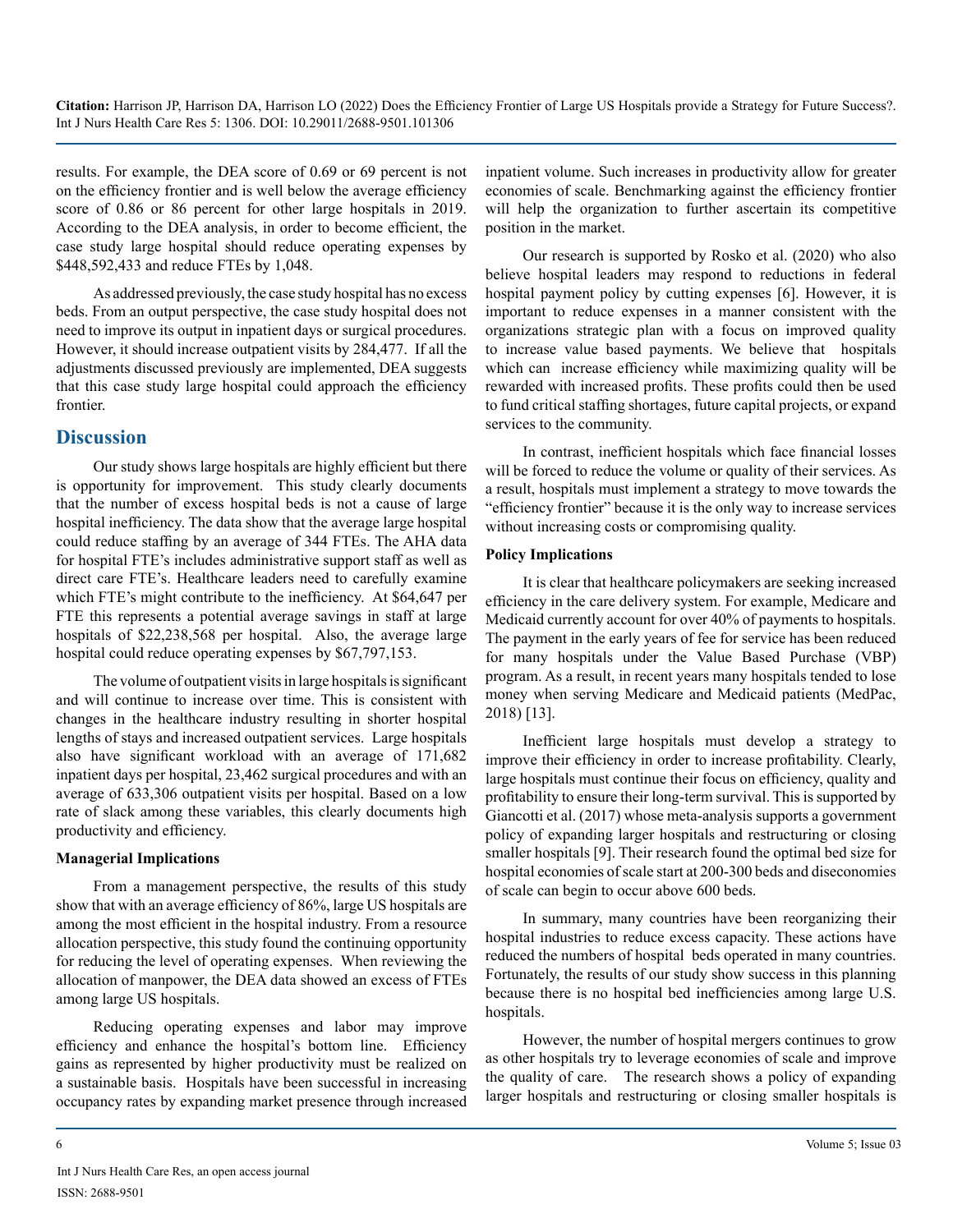results. For example, the DEA score of 0.69 or 69 percent is not on the efficiency frontier and is well below the average efficiency score of 0.86 or 86 percent for other large hospitals in 2019. According to the DEA analysis, in order to become efficient, the case study large hospital should reduce operating expenses by $448,592,433 and reduce FTEs by 1,048.

As addressed previously, the case study hospital has no excess beds. From an output perspective, the case study hospital does not need to improve its output in inpatient days or surgical procedures. However, it should increase outpatient visits by 284,477. If all the adjustments discussed previously are implemented, DEA suggests that this case study large hospital could approach the efficiency frontier.

## Discussion

Our study shows large hospitals are highly efficient but there is opportunity for improvement. This study clearly documents that the number of excess hospital beds is not a cause of large hospital inefficiency. The data show that the average large hospital could reduce staffing by an average of 344 FTEs. The AHA data for hospital FTE's includes administrative support staff as well as direct care FTE's. Healthcare leaders need to carefully examine which FTE's might contribute to the inefficiency. At $64,647 per FTE this represents a potential average savings in staff at large hospitals of $22,238,568 per hospital. Also, the average large hospital could reduce operating expenses by $67,797,153.

The volume of outpatient visits in large hospitals is significant and will continue to increase over time. This is consistent with changes in the healthcare industry resulting in shorter hospital lengths of stays and increased outpatient services. Large hospitals also have significant workload with an average of 171,682 inpatient days per hospital, 23,462 surgical procedures and with an average of 633,306 outpatient visits per hospital. Based on a low rate of slack among these variables, this clearly documents high productivity and efficiency.

### Managerial Implications

From a management perspective, the results of this study show that with an average efficiency of 86%, large US hospitals are among the most efficient in the hospital industry. From a resource allocation perspective, this study found the continuing opportunity for reducing the level of operating expenses. When reviewing the allocation of manpower, the DEA data showed an excess of FTEs among large US hospitals.

Reducing operating expenses and labor may improve efficiency and enhance the hospital's bottom line. Efficiency gains as represented by higher productivity must be realized on a sustainable basis. Hospitals have been successful in increasing occupancy rates by expanding market presence through increased inpatient volume. Such increases in productivity allow for greater economies of scale. Benchmarking against the efficiency frontier will help the organization to further ascertain its competitive position in the market.

Our research is supported by Rosko et al. (2020) who also believe hospital leaders may respond to reductions in federal hospital payment policy by cutting expenses [6]. However, it is important to reduce expenses in a manner consistent with the organizations strategic plan with a focus on improved quality to increase value based payments. We believe that hospitals which can increase efficiency while maximizing quality will be rewarded with increased profits. These profits could then be used to fund critical staffing shortages, future capital projects, or expand services to the community.

In contrast, inefficient hospitals which face financial losses will be forced to reduce the volume or quality of their services. As a result, hospitals must implement a strategy to move towards the "efficiency frontier" because it is the only way to increase services without increasing costs or compromising quality.

### Policy Implications

It is clear that healthcare policymakers are seeking increased efficiency in the care delivery system. For example, Medicare and Medicaid currently account for over 40% of payments to hospitals. The payment in the early years of fee for service has been reduced for many hospitals under the Value Based Purchase (VBP) program. As a result, in recent years many hospitals tended to lose money when serving Medicare and Medicaid patients (MedPac, 2018) [13].

Inefficient large hospitals must develop a strategy to improve their efficiency in order to increase profitability. Clearly, large hospitals must continue their focus on efficiency, quality and profitability to ensure their long-term survival. This is supported by Giancotti et al. (2017) whose meta-analysis supports a government policy of expanding larger hospitals and restructuring or closing smaller hospitals [9]. Their research found the optimal bed size for hospital economies of scale start at 200-300 beds and diseconomies of scale can begin to occur above 600 beds.

In summary, many countries have been reorganizing their hospital industries to reduce excess capacity. These actions have reduced the numbers of hospital beds operated in many countries. Fortunately, the results of our study show success in this planning because there is no hospital bed inefficiencies among large U.S. hospitals.

However, the number of hospital mergers continues to grow as other hospitals try to leverage economies of scale and improve the quality of care. The research shows a policy of expanding larger hospitals and restructuring or closing smaller hospitals is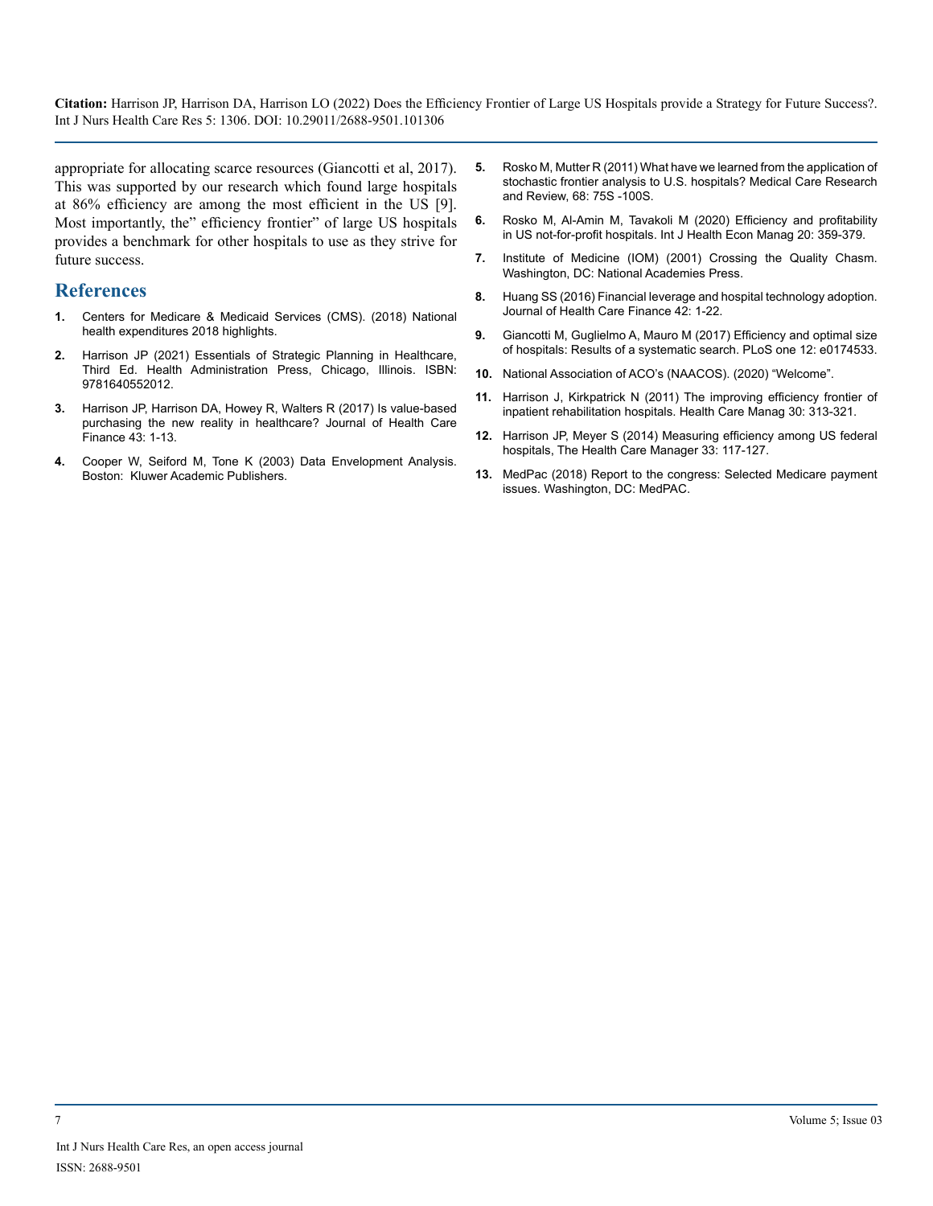appropriate for allocating scarce resources (Giancotti et al, 2017). This was supported by our research which found large hospitals at 86% efficiency are among the most efficient in the US [9]. Most importantly, the" efficiency frontier" of large US hospitals provides a benchmark for other hospitals to use as they strive for future success.

## References

1. Centers for Medicare & Medicaid Services (CMS). (2018) National health expenditures 2018 highlights.
2. Harrison JP (2021) Essentials of Strategic Planning in Healthcare, Third Ed. Health Administration Press, Chicago, Illinois. ISBN: 9781640552012.
3. Harrison JP, Harrison DA, Howey R, Walters R (2017) Is value-based purchasing the new reality in healthcare? Journal of Health Care Finance 43: 1-13.
4. Cooper W, Seiford M, Tone K (2003) Data Envelopment Analysis. Boston: Kluwer Academic Publishers.
5. Rosko M, Mutter R (2011) What have we learned from the application of stochastic frontier analysis to U.S. hospitals? Medical Care Research and Review, 68: 75S -100S.
6. Rosko M, Al-Amin M, Tavakoli M (2020) Efficiency and profitability in US not-for-profit hospitals. Int J Health Econ Manag 20: 359-379.
7. Institute of Medicine (IOM) (2001) Crossing the Quality Chasm. Washington, DC: National Academies Press.
8. Huang SS (2016) Financial leverage and hospital technology adoption. Journal of Health Care Finance 42: 1-22.
9. Giancotti M, Guglielmo A, Mauro M (2017) Efficiency and optimal size of hospitals: Results of a systematic search. PLoS one 12: e0174533.
10. National Association of ACO's (NAACOS). (2020) "Welcome".
11. Harrison J, Kirkpatrick N (2011) The improving efficiency frontier of inpatient rehabilitation hospitals. Health Care Manag 30: 313-321.
12. Harrison JP, Meyer S (2014) Measuring efficiency among US federal hospitals, The Health Care Manager 33: 117-127.
13. MedPac (2018) Report to the congress: Selected Medicare payment issues. Washington, DC: MedPAC.